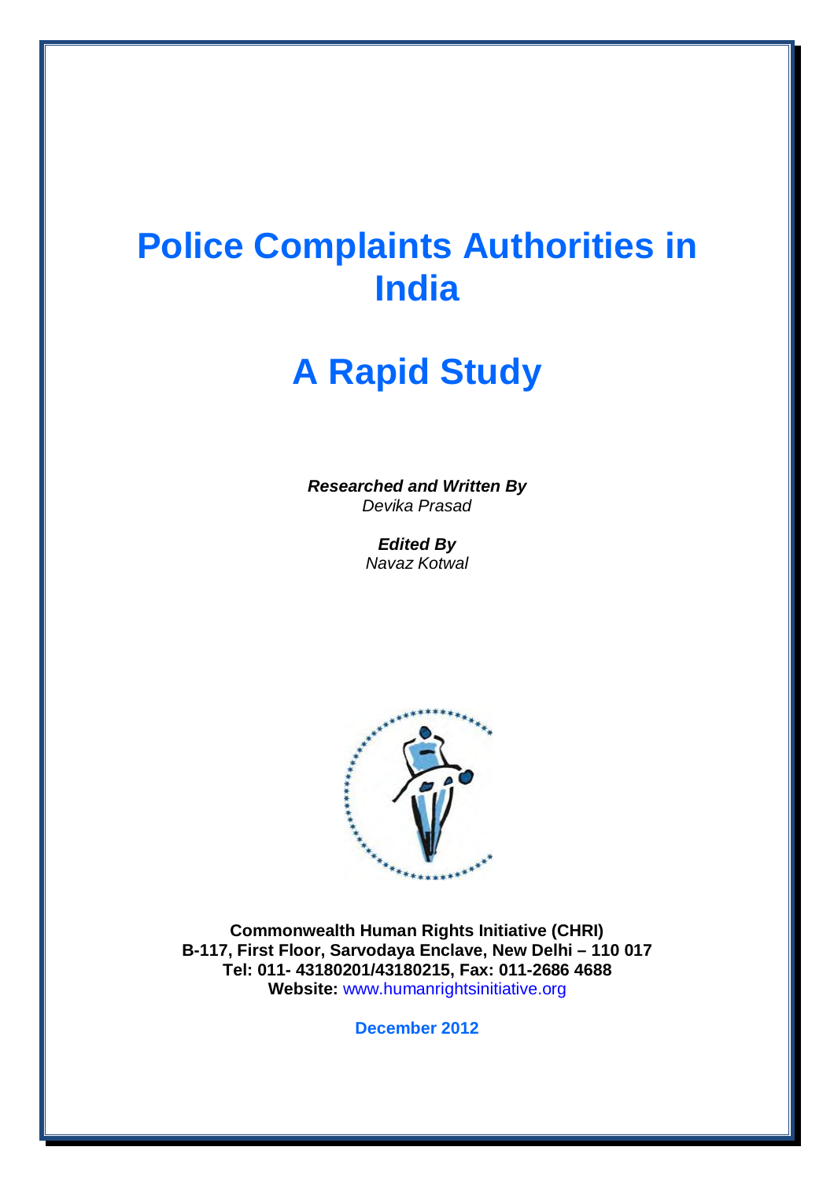# Police Complaints Authorities in India

# A Rapid Study

***Researched and Written By***
*Devika Prasad*

***Edited By***
*Navaz Kotwal*

**Commonwealth Human Rights Initiative (CHRI)**
**B-117, First Floor, Sarvodaya Enclave, New Delhi – 110 017**
**Tel: 011- 43180201/43180215, Fax: 011-2686 4688**
**Website:** www.humanrightsinitiative.org

**December 2012**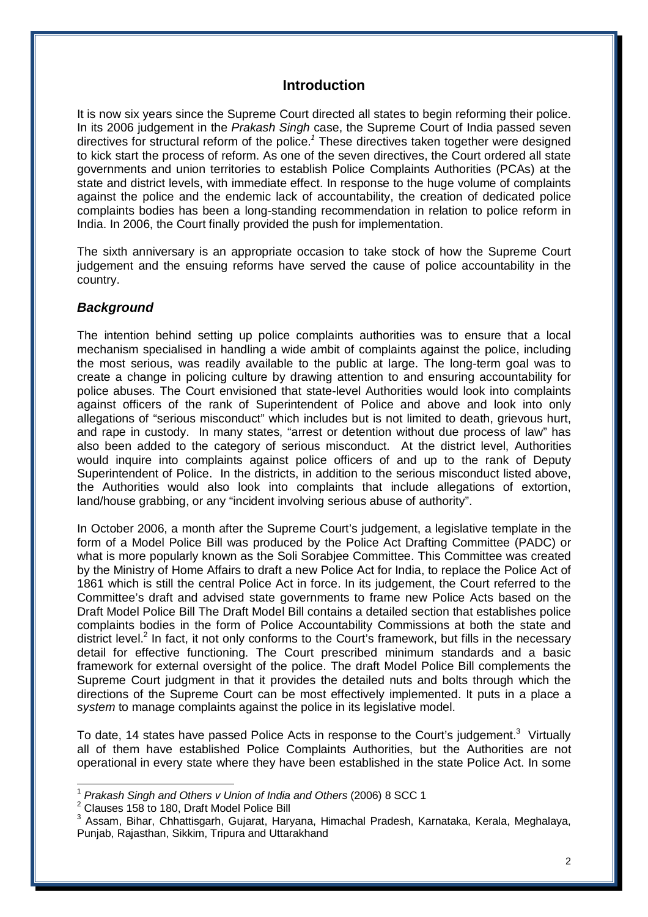## Introduction

It is now six years since the Supreme Court directed all states to begin reforming their police. In its 2006 judgement in the *Prakash Singh* case, the Supreme Court of India passed seven directives for structural reform of the police.[1] These directives taken together were designed to kick start the process of reform. As one of the seven directives, the Court ordered all state governments and union territories to establish Police Complaints Authorities (PCAs) at the state and district levels, with immediate effect. In response to the huge volume of complaints against the police and the endemic lack of accountability, the creation of dedicated police complaints bodies has been a long-standing recommendation in relation to police reform in India. In 2006, the Court finally provided the push for implementation.

The sixth anniversary is an appropriate occasion to take stock of how the Supreme Court judgement and the ensuing reforms have served the cause of police accountability in the country.

### *Background*

The intention behind setting up police complaints authorities was to ensure that a local mechanism specialised in handling a wide ambit of complaints against the police, including the most serious, was readily available to the public at large. The long-term goal was to create a change in policing culture by drawing attention to and ensuring accountability for police abuses. The Court envisioned that state-level Authorities would look into complaints against officers of the rank of Superintendent of Police and above and look into only allegations of "serious misconduct" which includes but is not limited to death, grievous hurt, and rape in custody. In many states, "arrest or detention without due process of law" has also been added to the category of serious misconduct. At the district level, Authorities would inquire into complaints against police officers of and up to the rank of Deputy Superintendent of Police. In the districts, in addition to the serious misconduct listed above, the Authorities would also look into complaints that include allegations of extortion, land/house grabbing, or any "incident involving serious abuse of authority".

In October 2006, a month after the Supreme Court's judgement, a legislative template in the form of a Model Police Bill was produced by the Police Act Drafting Committee (PADC) or what is more popularly known as the Soli Sorabjee Committee. This Committee was created by the Ministry of Home Affairs to draft a new Police Act for India, to replace the Police Act of 1861 which is still the central Police Act in force. In its judgement, the Court referred to the Committee's draft and advised state governments to frame new Police Acts based on the Draft Model Police Bill The Draft Model Bill contains a detailed section that establishes police complaints bodies in the form of Police Accountability Commissions at both the state and district level.[2] In fact, it not only conforms to the Court's framework, but fills in the necessary detail for effective functioning. The Court prescribed minimum standards and a basic framework for external oversight of the police. The draft Model Police Bill complements the Supreme Court judgment in that it provides the detailed nuts and bolts through which the directions of the Supreme Court can be most effectively implemented. It puts in a place a *system* to manage complaints against the police in its legislative model.

To date, 14 states have passed Police Acts in response to the Court's judgement.[3] Virtually all of them have established Police Complaints Authorities, but the Authorities are not operational in every state where they have been established in the state Police Act. In some

---

[1] *Prakash Singh and Others v Union of India and Others* (2006) 8 SCC 1

[2] Clauses 158 to 180, Draft Model Police Bill

[3] Assam, Bihar, Chhattisgarh, Gujarat, Haryana, Himachal Pradesh, Karnataka, Kerala, Meghalaya, Punjab, Rajasthan, Sikkim, Tripura and Uttarakhand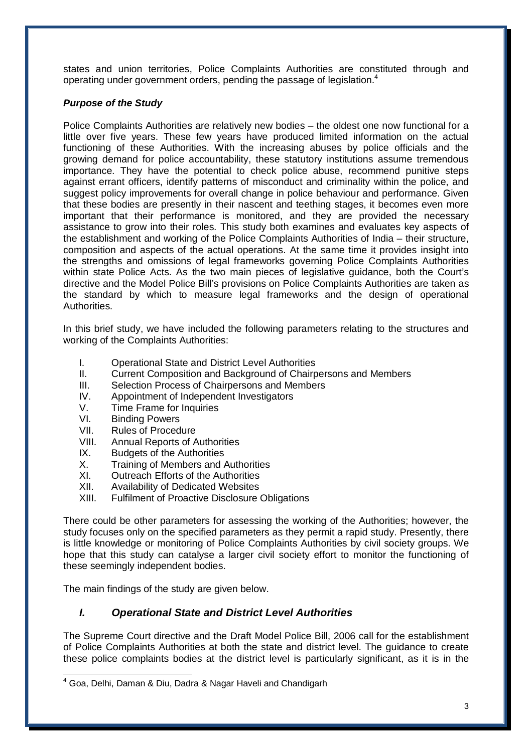states and union territories, Police Complaints Authorities are constituted through and operating under government orders, pending the passage of legislation.[4]

***Purpose of the Study***

Police Complaints Authorities are relatively new bodies – the oldest one now functional for a little over five years. These few years have produced limited information on the actual functioning of these Authorities. With the increasing abuses by police officials and the growing demand for police accountability, these statutory institutions assume tremendous importance. They have the potential to check police abuse, recommend punitive steps against errant officers, identify patterns of misconduct and criminality within the police, and suggest policy improvements for overall change in police behaviour and performance. Given that these bodies are presently in their nascent and teething stages, it becomes even more important that their performance is monitored, and they are provided the necessary assistance to grow into their roles. This study both examines and evaluates key aspects of the establishment and working of the Police Complaints Authorities of India – their structure, composition and aspects of the actual operations. At the same time it provides insight into the strengths and omissions of legal frameworks governing Police Complaints Authorities within state Police Acts. As the two main pieces of legislative guidance, both the Court's directive and the Model Police Bill's provisions on Police Complaints Authorities are taken as the standard by which to measure legal frameworks and the design of operational Authorities.

In this brief study, we have included the following parameters relating to the structures and working of the Complaints Authorities:

I. Operational State and District Level Authorities
II. Current Composition and Background of Chairpersons and Members
III. Selection Process of Chairpersons and Members
IV. Appointment of Independent Investigators
V. Time Frame for Inquiries
VI. Binding Powers
VII. Rules of Procedure
VIII. Annual Reports of Authorities
IX. Budgets of the Authorities
X. Training of Members and Authorities
XI. Outreach Efforts of the Authorities
XII. Availability of Dedicated Websites
XIII. Fulfilment of Proactive Disclosure Obligations

There could be other parameters for assessing the working of the Authorities; however, the study focuses only on the specified parameters as they permit a rapid study. Presently, there is little knowledge or monitoring of Police Complaints Authorities by civil society groups. We hope that this study can catalyse a larger civil society effort to monitor the functioning of these seemingly independent bodies.

The main findings of the study are given below.

### *I. Operational State and District Level Authorities*

The Supreme Court directive and the Draft Model Police Bill, 2006 call for the establishment of Police Complaints Authorities at both the state and district level. The guidance to create these police complaints bodies at the district level is particularly significant, as it is in the

[4] Goa, Delhi, Daman & Diu, Dadra & Nagar Haveli and Chandigarh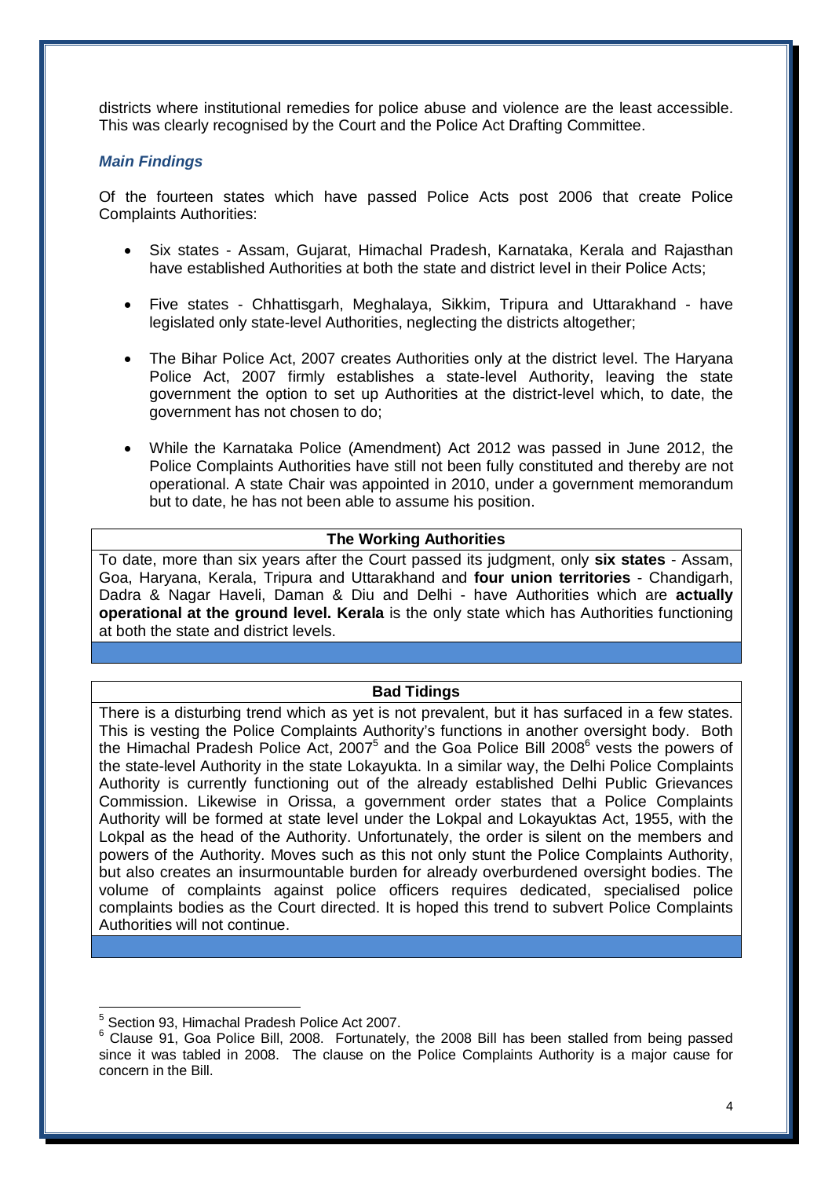districts where institutional remedies for police abuse and violence are the least accessible. This was clearly recognised by the Court and the Police Act Drafting Committee.

### *Main Findings*

Of the fourteen states which have passed Police Acts post 2006 that create Police Complaints Authorities:

- Six states - Assam, Gujarat, Himachal Pradesh, Karnataka, Kerala and Rajasthan have established Authorities at both the state and district level in their Police Acts;
- Five states - Chhattisgarh, Meghalaya, Sikkim, Tripura and Uttarakhand - have legislated only state-level Authorities, neglecting the districts altogether;
- The Bihar Police Act, 2007 creates Authorities only at the district level. The Haryana Police Act, 2007 firmly establishes a state-level Authority, leaving the state government the option to set up Authorities at the district-level which, to date, the government has not chosen to do;
- While the Karnataka Police (Amendment) Act 2012 was passed in June 2012, the Police Complaints Authorities have still not been fully constituted and thereby are not operational. A state Chair was appointed in 2010, under a government memorandum but to date, he has not been able to assume his position.

**The Working Authorities**

To date, more than six years after the Court passed its judgment, only **six states** - Assam, Goa, Haryana, Kerala, Tripura and Uttarakhand and **four union territories** - Chandigarh, Dadra & Nagar Haveli, Daman & Diu and Delhi - have Authorities which are **actually operational at the ground level. Kerala** is the only state which has Authorities functioning at both the state and district levels.

**Bad Tidings**

There is a disturbing trend which as yet is not prevalent, but it has surfaced in a few states. This is vesting the Police Complaints Authority's functions in another oversight body. Both the Himachal Pradesh Police Act, 2007[5] and the Goa Police Bill 2008[6] vests the powers of the state-level Authority in the state Lokayukta. In a similar way, the Delhi Police Complaints Authority is currently functioning out of the already established Delhi Public Grievances Commission. Likewise in Orissa, a government order states that a Police Complaints Authority will be formed at state level under the Lokpal and Lokayuktas Act, 1955, with the Lokpal as the head of the Authority. Unfortunately, the order is silent on the members and powers of the Authority. Moves such as this not only stunt the Police Complaints Authority, but also creates an insurmountable burden for already overburdened oversight bodies. The volume of complaints against police officers requires dedicated, specialised police complaints bodies as the Court directed. It is hoped this trend to subvert Police Complaints Authorities will not continue.

---

[5] Section 93, Himachal Pradesh Police Act 2007.

[6] Clause 91, Goa Police Bill, 2008. Fortunately, the 2008 Bill has been stalled from being passed since it was tabled in 2008. The clause on the Police Complaints Authority is a major cause for concern in the Bill.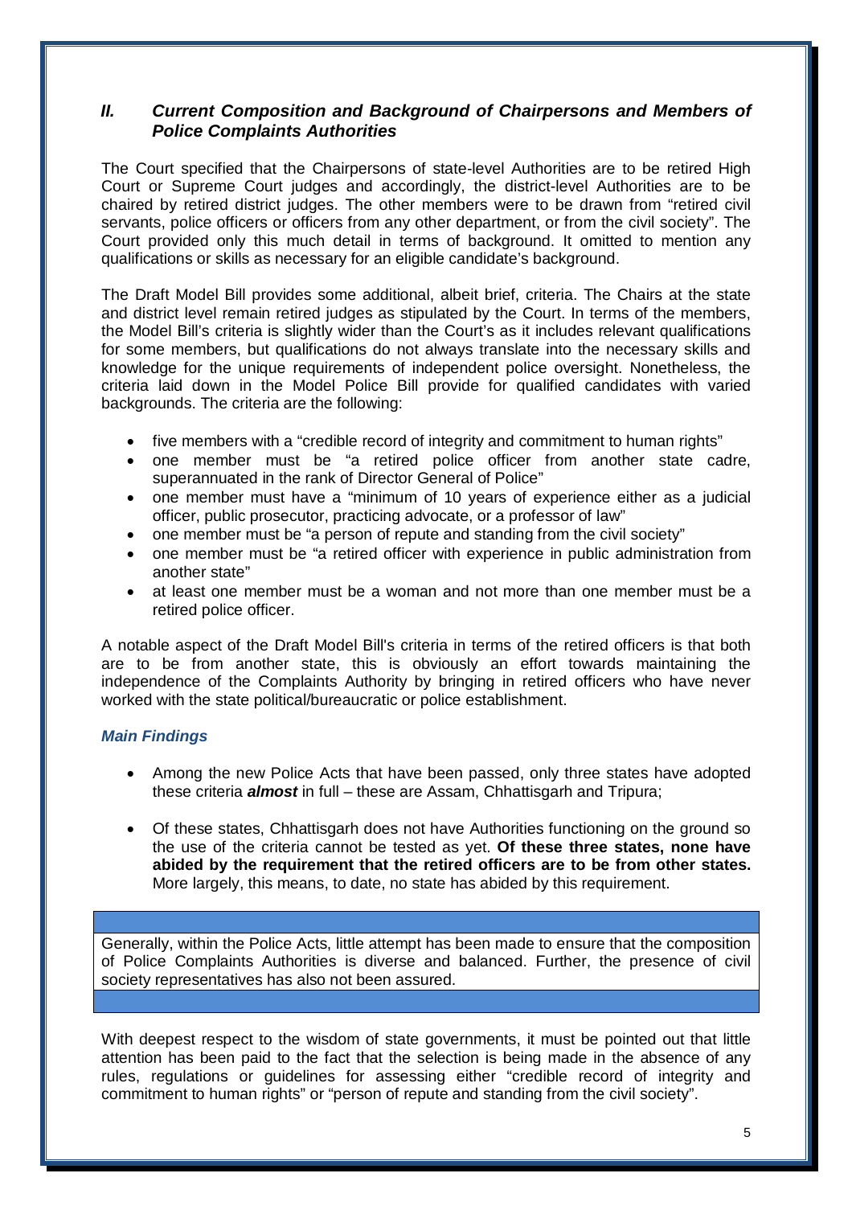## *II. Current Composition and Background of Chairpersons and Members of Police Complaints Authorities*

The Court specified that the Chairpersons of state-level Authorities are to be retired High Court or Supreme Court judges and accordingly, the district-level Authorities are to be chaired by retired district judges. The other members were to be drawn from "retired civil servants, police officers or officers from any other department, or from the civil society". The Court provided only this much detail in terms of background. It omitted to mention any qualifications or skills as necessary for an eligible candidate's background.

The Draft Model Bill provides some additional, albeit brief, criteria. The Chairs at the state and district level remain retired judges as stipulated by the Court. In terms of the members, the Model Bill's criteria is slightly wider than the Court's as it includes relevant qualifications for some members, but qualifications do not always translate into the necessary skills and knowledge for the unique requirements of independent police oversight. Nonetheless, the criteria laid down in the Model Police Bill provide for qualified candidates with varied backgrounds. The criteria are the following:

- five members with a "credible record of integrity and commitment to human rights"
- one member must be "a retired police officer from another state cadre, superannuated in the rank of Director General of Police"
- one member must have a "minimum of 10 years of experience either as a judicial officer, public prosecutor, practicing advocate, or a professor of law"
- one member must be "a person of repute and standing from the civil society"
- one member must be "a retired officer with experience in public administration from another state"
- at least one member must be a woman and not more than one member must be a retired police officer.

A notable aspect of the Draft Model Bill's criteria in terms of the retired officers is that both are to be from another state, this is obviously an effort towards maintaining the independence of the Complaints Authority by bringing in retired officers who have never worked with the state political/bureaucratic or police establishment.

### *Main Findings*

- Among the new Police Acts that have been passed, only three states have adopted these criteria ***almost*** in full – these are Assam, Chhattisgarh and Tripura;
- Of these states, Chhattisgarh does not have Authorities functioning on the ground so the use of the criteria cannot be tested as yet. **Of these three states, none have abided by the requirement that the retired officers are to be from other states.** More largely, this means, to date, no state has abided by this requirement.

Generally, within the Police Acts, little attempt has been made to ensure that the composition of Police Complaints Authorities is diverse and balanced. Further, the presence of civil society representatives has also not been assured.

With deepest respect to the wisdom of state governments, it must be pointed out that little attention has been paid to the fact that the selection is being made in the absence of any rules, regulations or guidelines for assessing either "credible record of integrity and commitment to human rights" or "person of repute and standing from the civil society".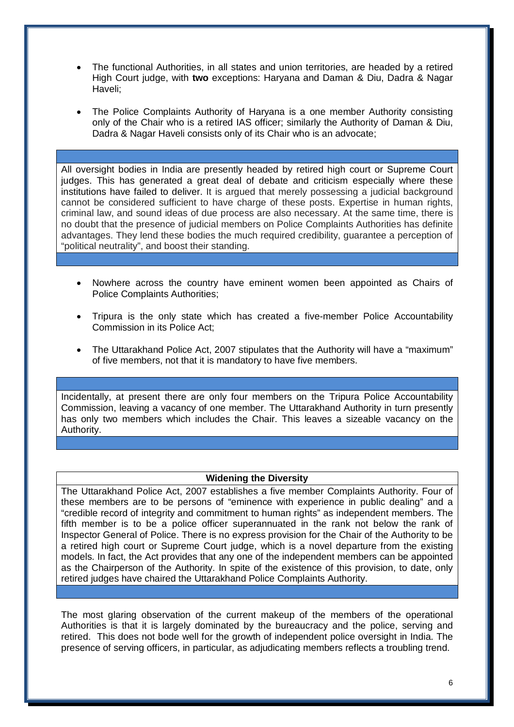- The functional Authorities, in all states and union territories, are headed by a retired High Court judge, with **two** exceptions: Haryana and Daman & Diu, Dadra & Nagar Haveli;
- The Police Complaints Authority of Haryana is a one member Authority consisting only of the Chair who is a retired IAS officer; similarly the Authority of Daman & Diu, Dadra & Nagar Haveli consists only of its Chair who is an advocate;

All oversight bodies in India are presently headed by retired high court or Supreme Court judges. This has generated a great deal of debate and criticism especially where these institutions have failed to deliver. It is argued that merely possessing a judicial background cannot be considered sufficient to have charge of these posts. Expertise in human rights, criminal law, and sound ideas of due process are also necessary. At the same time, there is no doubt that the presence of judicial members on Police Complaints Authorities has definite advantages. They lend these bodies the much required credibility, guarantee a perception of "political neutrality", and boost their standing.

- Nowhere across the country have eminent women been appointed as Chairs of Police Complaints Authorities;
- Tripura is the only state which has created a five-member Police Accountability Commission in its Police Act;
- The Uttarakhand Police Act, 2007 stipulates that the Authority will have a "maximum" of five members, not that it is mandatory to have five members.

Incidentally, at present there are only four members on the Tripura Police Accountability Commission, leaving a vacancy of one member. The Uttarakhand Authority in turn presently has only two members which includes the Chair. This leaves a sizeable vacancy on the Authority.

**Widening the Diversity**

The Uttarakhand Police Act, 2007 establishes a five member Complaints Authority. Four of these members are to be persons of "eminence with experience in public dealing" and a "credible record of integrity and commitment to human rights" as independent members. The fifth member is to be a police officer superannuated in the rank not below the rank of Inspector General of Police. There is no express provision for the Chair of the Authority to be a retired high court or Supreme Court judge, which is a novel departure from the existing models. In fact, the Act provides that any one of the independent members can be appointed as the Chairperson of the Authority. In spite of the existence of this provision, to date, only retired judges have chaired the Uttarakhand Police Complaints Authority.

The most glaring observation of the current makeup of the members of the operational Authorities is that it is largely dominated by the bureaucracy and the police, serving and retired. This does not bode well for the growth of independent police oversight in India. The presence of serving officers, in particular, as adjudicating members reflects a troubling trend.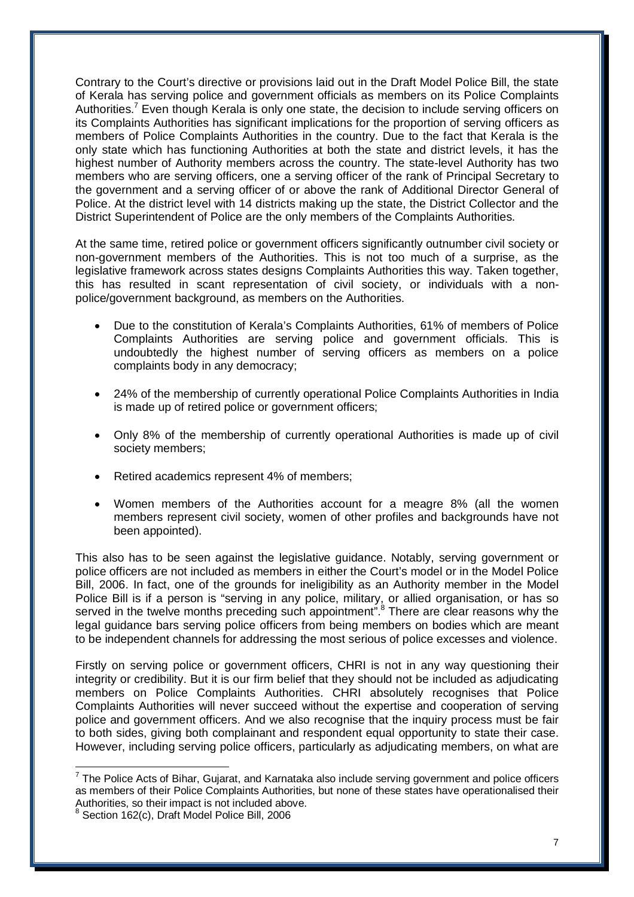Contrary to the Court's directive or provisions laid out in the Draft Model Police Bill, the state of Kerala has serving police and government officials as members on its Police Complaints Authorities.[7] Even though Kerala is only one state, the decision to include serving officers on its Complaints Authorities has significant implications for the proportion of serving officers as members of Police Complaints Authorities in the country. Due to the fact that Kerala is the only state which has functioning Authorities at both the state and district levels, it has the highest number of Authority members across the country. The state-level Authority has two members who are serving officers, one a serving officer of the rank of Principal Secretary to the government and a serving officer of or above the rank of Additional Director General of Police. At the district level with 14 districts making up the state, the District Collector and the District Superintendent of Police are the only members of the Complaints Authorities.

At the same time, retired police or government officers significantly outnumber civil society or non-government members of the Authorities. This is not too much of a surprise, as the legislative framework across states designs Complaints Authorities this way. Taken together, this has resulted in scant representation of civil society, or individuals with a non-police/government background, as members on the Authorities.

- Due to the constitution of Kerala's Complaints Authorities, 61% of members of Police Complaints Authorities are serving police and government officials. This is undoubtedly the highest number of serving officers as members on a police complaints body in any democracy;
- 24% of the membership of currently operational Police Complaints Authorities in India is made up of retired police or government officers;
- Only 8% of the membership of currently operational Authorities is made up of civil society members;
- Retired academics represent 4% of members;
- Women members of the Authorities account for a meagre 8% (all the women members represent civil society, women of other profiles and backgrounds have not been appointed).

This also has to be seen against the legislative guidance. Notably, serving government or police officers are not included as members in either the Court's model or in the Model Police Bill, 2006. In fact, one of the grounds for ineligibility as an Authority member in the Model Police Bill is if a person is "serving in any police, military, or allied organisation, or has so served in the twelve months preceding such appointment".[8] There are clear reasons why the legal guidance bars serving police officers from being members on bodies which are meant to be independent channels for addressing the most serious of police excesses and violence.

Firstly on serving police or government officers, CHRI is not in any way questioning their integrity or credibility. But it is our firm belief that they should not be included as adjudicating members on Police Complaints Authorities. CHRI absolutely recognises that Police Complaints Authorities will never succeed without the expertise and cooperation of serving police and government officers. And we also recognise that the inquiry process must be fair to both sides, giving both complainant and respondent equal opportunity to state their case. However, including serving police officers, particularly as adjudicating members, on what are

[7] The Police Acts of Bihar, Gujarat, and Karnataka also include serving government and police officers as members of their Police Complaints Authorities, but none of these states have operationalised their Authorities, so their impact is not included above.

[8] Section 162(c), Draft Model Police Bill, 2006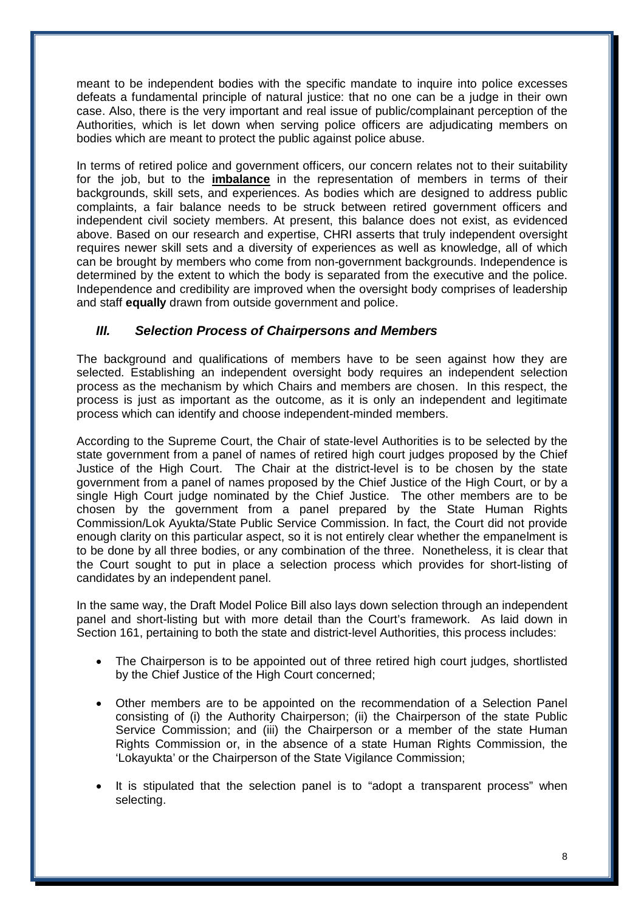meant to be independent bodies with the specific mandate to inquire into police excesses defeats a fundamental principle of natural justice: that no one can be a judge in their own case. Also, there is the very important and real issue of public/complainant perception of the Authorities, which is let down when serving police officers are adjudicating members on bodies which are meant to protect the public against police abuse.

In terms of retired police and government officers, our concern relates not to their suitability for the job, but to the **imbalance** in the representation of members in terms of their backgrounds, skill sets, and experiences. As bodies which are designed to address public complaints, a fair balance needs to be struck between retired government officers and independent civil society members. At present, this balance does not exist, as evidenced above. Based on our research and expertise, CHRI asserts that truly independent oversight requires newer skill sets and a diversity of experiences as well as knowledge, all of which can be brought by members who come from non-government backgrounds. Independence is determined by the extent to which the body is separated from the executive and the police. Independence and credibility are improved when the oversight body comprises of leadership and staff **equally** drawn from outside government and police.

### *III. Selection Process of Chairpersons and Members*

The background and qualifications of members have to be seen against how they are selected. Establishing an independent oversight body requires an independent selection process as the mechanism by which Chairs and members are chosen. In this respect, the process is just as important as the outcome, as it is only an independent and legitimate process which can identify and choose independent-minded members.

According to the Supreme Court, the Chair of state-level Authorities is to be selected by the state government from a panel of names of retired high court judges proposed by the Chief Justice of the High Court. The Chair at the district-level is to be chosen by the state government from a panel of names proposed by the Chief Justice of the High Court, or by a single High Court judge nominated by the Chief Justice. The other members are to be chosen by the government from a panel prepared by the State Human Rights Commission/Lok Ayukta/State Public Service Commission. In fact, the Court did not provide enough clarity on this particular aspect, so it is not entirely clear whether the empanelment is to be done by all three bodies, or any combination of the three. Nonetheless, it is clear that the Court sought to put in place a selection process which provides for short-listing of candidates by an independent panel.

In the same way, the Draft Model Police Bill also lays down selection through an independent panel and short-listing but with more detail than the Court's framework. As laid down in Section 161, pertaining to both the state and district-level Authorities, this process includes:

- The Chairperson is to be appointed out of three retired high court judges, shortlisted by the Chief Justice of the High Court concerned;
- Other members are to be appointed on the recommendation of a Selection Panel consisting of (i) the Authority Chairperson; (ii) the Chairperson of the state Public Service Commission; and (iii) the Chairperson or a member of the state Human Rights Commission or, in the absence of a state Human Rights Commission, the 'Lokayukta' or the Chairperson of the State Vigilance Commission;
- It is stipulated that the selection panel is to "adopt a transparent process" when selecting.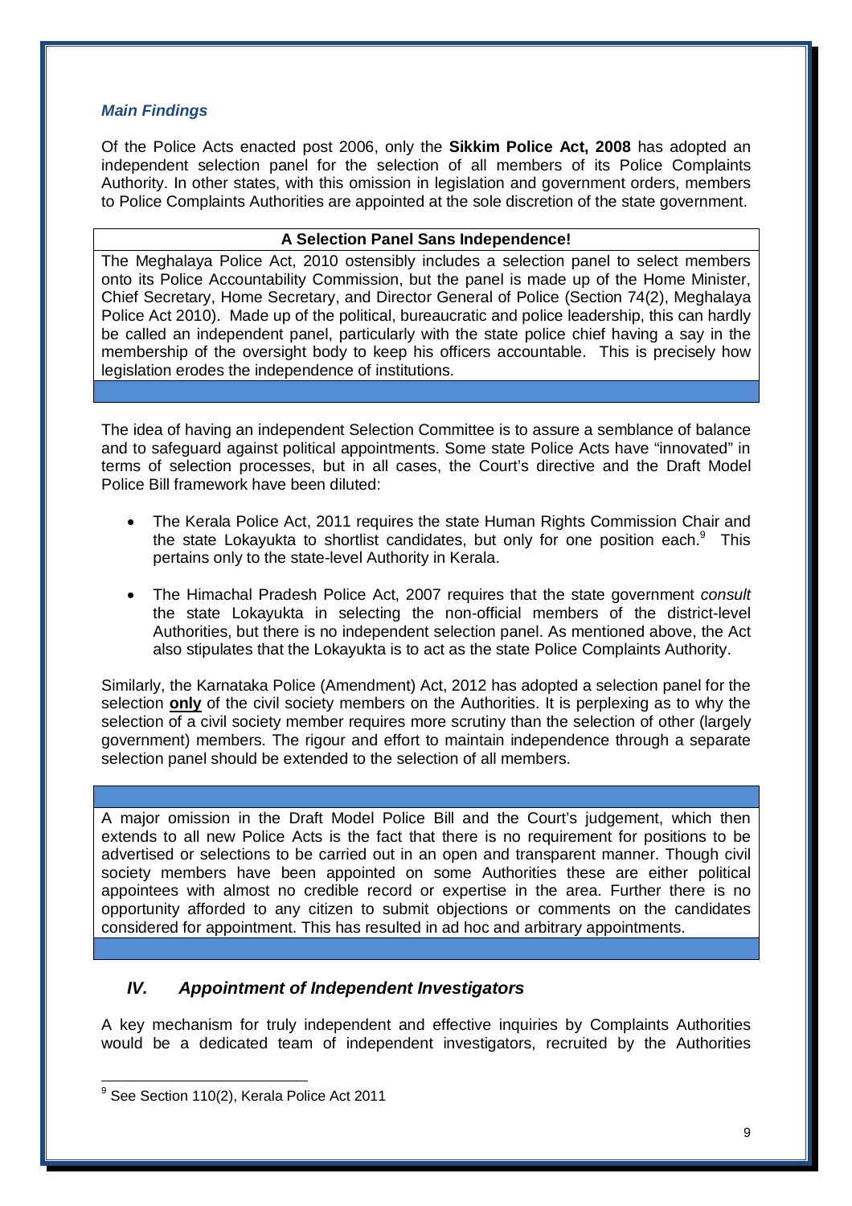### *Main Findings*

Of the Police Acts enacted post 2006, only the **Sikkim Police Act, 2008** has adopted an independent selection panel for the selection of all members of its Police Complaints Authority. In other states, with this omission in legislation and government orders, members to Police Complaints Authorities are appointed at the sole discretion of the state government.

**A Selection Panel Sans Independence!**

The Meghalaya Police Act, 2010 ostensibly includes a selection panel to select members onto its Police Accountability Commission, but the panel is made up of the Home Minister, Chief Secretary, Home Secretary, and Director General of Police (Section 74(2), Meghalaya Police Act 2010). Made up of the political, bureaucratic and police leadership, this can hardly be called an independent panel, particularly with the state police chief having a say in the membership of the oversight body to keep his officers accountable. This is precisely how legislation erodes the independence of institutions.

The idea of having an independent Selection Committee is to assure a semblance of balance and to safeguard against political appointments. Some state Police Acts have "innovated" in terms of selection processes, but in all cases, the Court's directive and the Draft Model Police Bill framework have been diluted:

- The Kerala Police Act, 2011 requires the state Human Rights Commission Chair and the state Lokayukta to shortlist candidates, but only for one position each.[9] This pertains only to the state-level Authority in Kerala.
- The Himachal Pradesh Police Act, 2007 requires that the state government *consult* the state Lokayukta in selecting the non-official members of the district-level Authorities, but there is no independent selection panel. As mentioned above, the Act also stipulates that the Lokayukta is to act as the state Police Complaints Authority.

Similarly, the Karnataka Police (Amendment) Act, 2012 has adopted a selection panel for the selection **only** of the civil society members on the Authorities. It is perplexing as to why the selection of a civil society member requires more scrutiny than the selection of other (largely government) members. The rigour and effort to maintain independence through a separate selection panel should be extended to the selection of all members.

A major omission in the Draft Model Police Bill and the Court's judgement, which then extends to all new Police Acts is the fact that there is no requirement for positions to be advertised or selections to be carried out in an open and transparent manner. Though civil society members have been appointed on some Authorities these are either political appointees with almost no credible record or expertise in the area. Further there is no opportunity afforded to any citizen to submit objections or comments on the candidates considered for appointment. This has resulted in ad hoc and arbitrary appointments.

## *IV. Appointment of Independent Investigators*

A key mechanism for truly independent and effective inquiries by Complaints Authorities would be a dedicated team of independent investigators, recruited by the Authorities

[9] See Section 110(2), Kerala Police Act 2011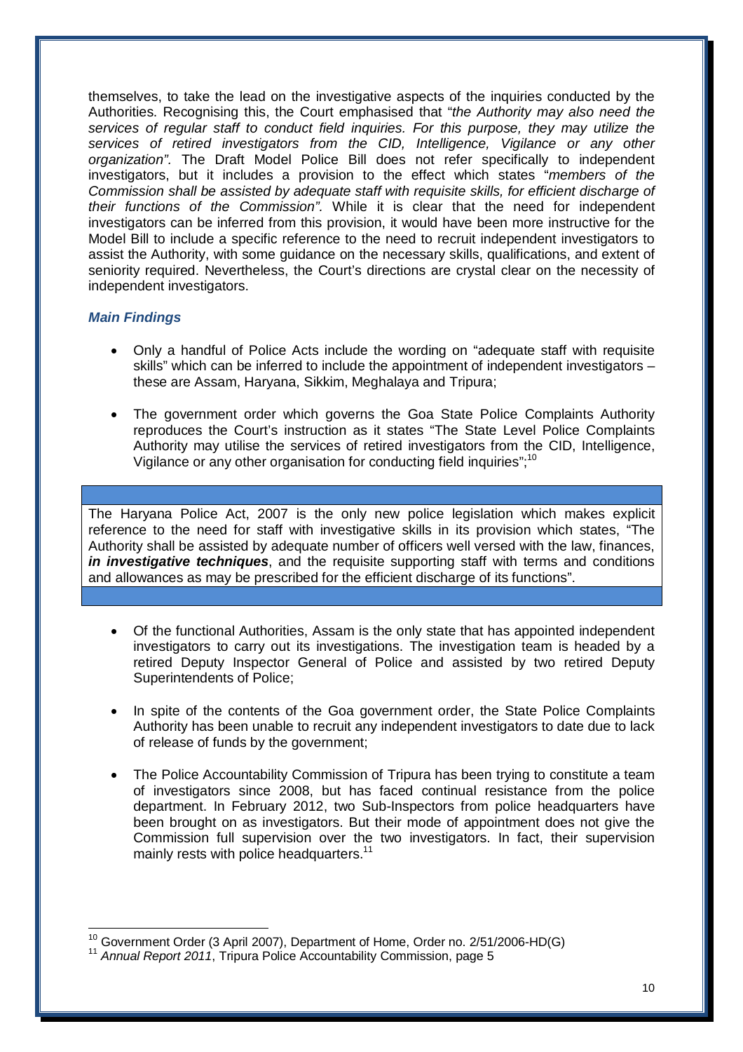themselves, to take the lead on the investigative aspects of the inquiries conducted by the Authorities. Recognising this, the Court emphasised that "*the Authority may also need the services of regular staff to conduct field inquiries. For this purpose, they may utilize the services of retired investigators from the CID, Intelligence, Vigilance or any other organization".* The Draft Model Police Bill does not refer specifically to independent investigators, but it includes a provision to the effect which states "*members of the Commission shall be assisted by adequate staff with requisite skills, for efficient discharge of their functions of the Commission".* While it is clear that the need for independent investigators can be inferred from this provision, it would have been more instructive for the Model Bill to include a specific reference to the need to recruit independent investigators to assist the Authority, with some guidance on the necessary skills, qualifications, and extent of seniority required. Nevertheless, the Court's directions are crystal clear on the necessity of independent investigators.

### *Main Findings*

- Only a handful of Police Acts include the wording on "adequate staff with requisite skills" which can be inferred to include the appointment of independent investigators – these are Assam, Haryana, Sikkim, Meghalaya and Tripura;
- The government order which governs the Goa State Police Complaints Authority reproduces the Court's instruction as it states "The State Level Police Complaints Authority may utilise the services of retired investigators from the CID, Intelligence, Vigilance or any other organisation for conducting field inquiries";[10]

> The Haryana Police Act, 2007 is the only new police legislation which makes explicit reference to the need for staff with investigative skills in its provision which states, "The Authority shall be assisted by adequate number of officers well versed with the law, finances, ***in investigative techniques***, and the requisite supporting staff with terms and conditions and allowances as may be prescribed for the efficient discharge of its functions".

- Of the functional Authorities, Assam is the only state that has appointed independent investigators to carry out its investigations. The investigation team is headed by a retired Deputy Inspector General of Police and assisted by two retired Deputy Superintendents of Police;
- In spite of the contents of the Goa government order, the State Police Complaints Authority has been unable to recruit any independent investigators to date due to lack of release of funds by the government;
- The Police Accountability Commission of Tripura has been trying to constitute a team of investigators since 2008, but has faced continual resistance from the police department. In February 2012, two Sub-Inspectors from police headquarters have been brought on as investigators. But their mode of appointment does not give the Commission full supervision over the two investigators. In fact, their supervision mainly rests with police headquarters.[11]

---

[10] Government Order (3 April 2007), Department of Home, Order no. 2/51/2006-HD(G)

[11] *Annual Report 2011*, Tripura Police Accountability Commission, page 5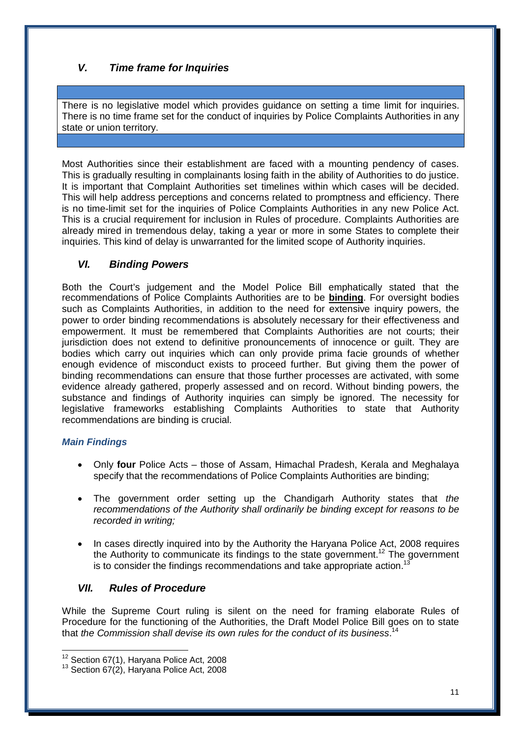## *V. Time frame for Inquiries*

There is no legislative model which provides guidance on setting a time limit for inquiries. There is no time frame set for the conduct of inquiries by Police Complaints Authorities in any state or union territory.

Most Authorities since their establishment are faced with a mounting pendency of cases. This is gradually resulting in complainants losing faith in the ability of Authorities to do justice. It is important that Complaint Authorities set timelines within which cases will be decided. This will help address perceptions and concerns related to promptness and efficiency. There is no time-limit set for the inquiries of Police Complaints Authorities in any new Police Act. This is a crucial requirement for inclusion in Rules of procedure. Complaints Authorities are already mired in tremendous delay, taking a year or more in some States to complete their inquiries. This kind of delay is unwarranted for the limited scope of Authority inquiries.

## *VI. Binding Powers*

Both the Court's judgement and the Model Police Bill emphatically stated that the recommendations of Police Complaints Authorities are to be **binding**. For oversight bodies such as Complaints Authorities, in addition to the need for extensive inquiry powers, the power to order binding recommendations is absolutely necessary for their effectiveness and empowerment. It must be remembered that Complaints Authorities are not courts; their jurisdiction does not extend to definitive pronouncements of innocence or guilt. They are bodies which carry out inquiries which can only provide prima facie grounds of whether enough evidence of misconduct exists to proceed further. But giving them the power of binding recommendations can ensure that those further processes are activated, with some evidence already gathered, properly assessed and on record. Without binding powers, the substance and findings of Authority inquiries can simply be ignored. The necessity for legislative frameworks establishing Complaints Authorities to state that Authority recommendations are binding is crucial.

### *Main Findings*

- Only **four** Police Acts – those of Assam, Himachal Pradesh, Kerala and Meghalaya specify that the recommendations of Police Complaints Authorities are binding;
- The government order setting up the Chandigarh Authority states that *the recommendations of the Authority shall ordinarily be binding except for reasons to be recorded in writing;*
- In cases directly inquired into by the Authority the Haryana Police Act, 2008 requires the Authority to communicate its findings to the state government.[12] The government is to consider the findings recommendations and take appropriate action.[13]

## *VII. Rules of Procedure*

While the Supreme Court ruling is silent on the need for framing elaborate Rules of Procedure for the functioning of the Authorities, the Draft Model Police Bill goes on to state that *the Commission shall devise its own rules for the conduct of its business*.[14]

---

[12] Section 67(1), Haryana Police Act, 2008

[13] Section 67(2), Haryana Police Act, 2008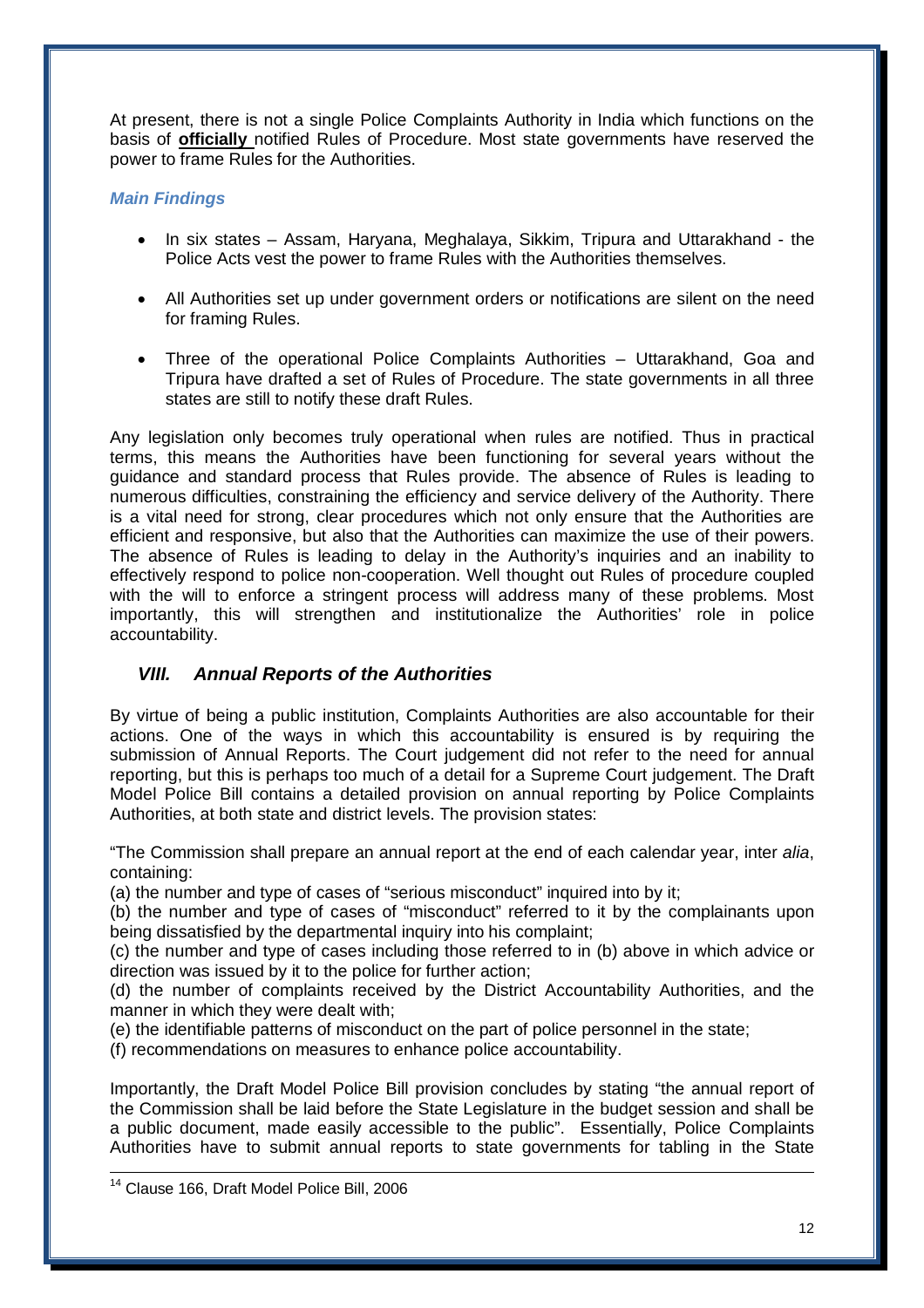At present, there is not a single Police Complaints Authority in India which functions on the basis of **officially** notified Rules of Procedure. Most state governments have reserved the power to frame Rules for the Authorities.

### *Main Findings*

- In six states – Assam, Haryana, Meghalaya, Sikkim, Tripura and Uttarakhand - the Police Acts vest the power to frame Rules with the Authorities themselves.
- All Authorities set up under government orders or notifications are silent on the need for framing Rules.
- Three of the operational Police Complaints Authorities – Uttarakhand, Goa and Tripura have drafted a set of Rules of Procedure. The state governments in all three states are still to notify these draft Rules.

Any legislation only becomes truly operational when rules are notified. Thus in practical terms, this means the Authorities have been functioning for several years without the guidance and standard process that Rules provide. The absence of Rules is leading to numerous difficulties, constraining the efficiency and service delivery of the Authority. There is a vital need for strong, clear procedures which not only ensure that the Authorities are efficient and responsive, but also that the Authorities can maximize the use of their powers. The absence of Rules is leading to delay in the Authority's inquiries and an inability to effectively respond to police non-cooperation. Well thought out Rules of procedure coupled with the will to enforce a stringent process will address many of these problems. Most importantly, this will strengthen and institutionalize the Authorities' role in police accountability.

## *VIII. Annual Reports of the Authorities*

By virtue of being a public institution, Complaints Authorities are also accountable for their actions. One of the ways in which this accountability is ensured is by requiring the submission of Annual Reports. The Court judgement did not refer to the need for annual reporting, but this is perhaps too much of a detail for a Supreme Court judgement. The Draft Model Police Bill contains a detailed provision on annual reporting by Police Complaints Authorities, at both state and district levels. The provision states:

"The Commission shall prepare an annual report at the end of each calendar year, inter *alia*, containing:
(a) the number and type of cases of "serious misconduct" inquired into by it;
(b) the number and type of cases of "misconduct" referred to it by the complainants upon being dissatisfied by the departmental inquiry into his complaint;
(c) the number and type of cases including those referred to in (b) above in which advice or direction was issued by it to the police for further action;
(d) the number of complaints received by the District Accountability Authorities, and the manner in which they were dealt with;
(e) the identifiable patterns of misconduct on the part of police personnel in the state;
(f) recommendations on measures to enhance police accountability.

Importantly, the Draft Model Police Bill provision concludes by stating "the annual report of the Commission shall be laid before the State Legislature in the budget session and shall be a public document, made easily accessible to the public". Essentially, Police Complaints Authorities have to submit annual reports to state governments for tabling in the State

---

[14] Clause 166, Draft Model Police Bill, 2006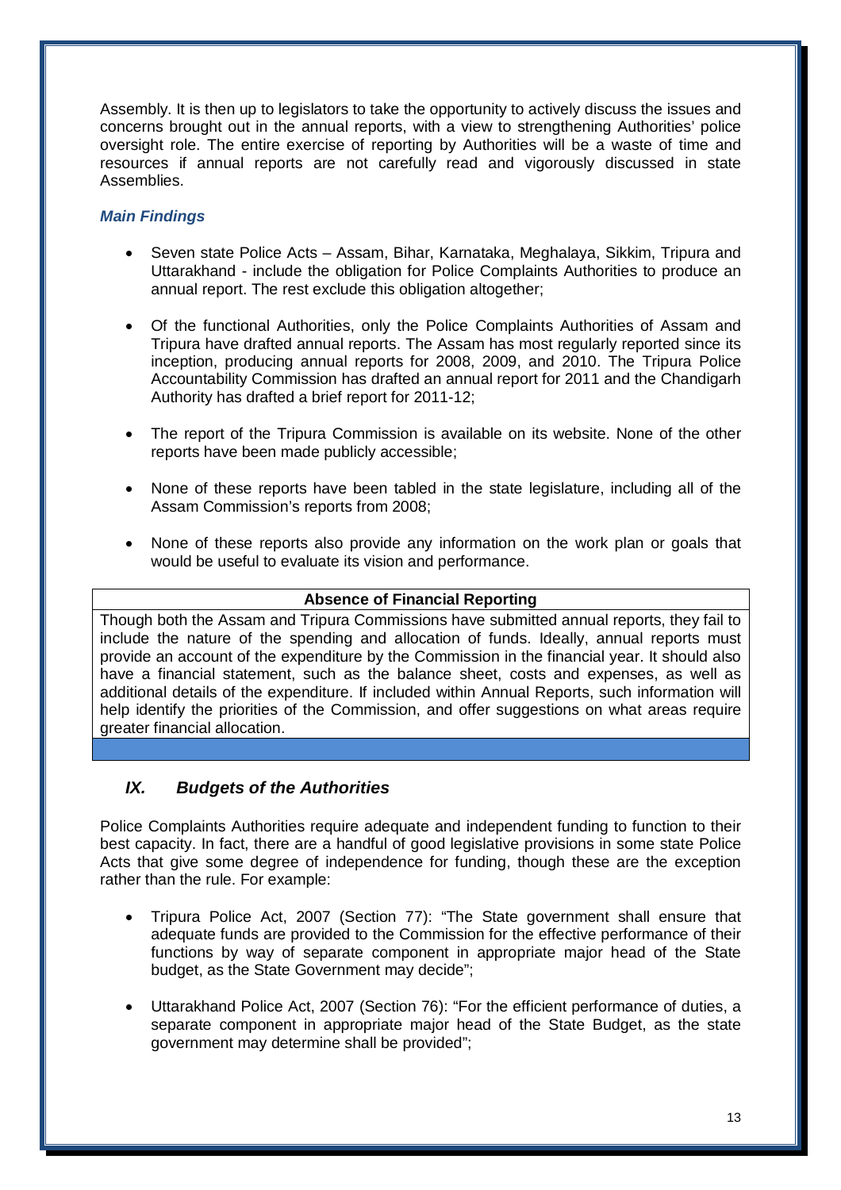Assembly. It is then up to legislators to take the opportunity to actively discuss the issues and concerns brought out in the annual reports, with a view to strengthening Authorities' police oversight role. The entire exercise of reporting by Authorities will be a waste of time and resources if annual reports are not carefully read and vigorously discussed in state Assemblies.

### *Main Findings*

- Seven state Police Acts – Assam, Bihar, Karnataka, Meghalaya, Sikkim, Tripura and Uttarakhand - include the obligation for Police Complaints Authorities to produce an annual report. The rest exclude this obligation altogether;
- Of the functional Authorities, only the Police Complaints Authorities of Assam and Tripura have drafted annual reports. The Assam has most regularly reported since its inception, producing annual reports for 2008, 2009, and 2010. The Tripura Police Accountability Commission has drafted an annual report for 2011 and the Chandigarh Authority has drafted a brief report for 2011-12;
- The report of the Tripura Commission is available on its website. None of the other reports have been made publicly accessible;
- None of these reports have been tabled in the state legislature, including all of the Assam Commission's reports from 2008;
- None of these reports also provide any information on the work plan or goals that would be useful to evaluate its vision and performance.

| **Absence of Financial Reporting** |
|---|
| Though both the Assam and Tripura Commissions have submitted annual reports, they fail to include the nature of the spending and allocation of funds. Ideally, annual reports must provide an account of the expenditure by the Commission in the financial year. It should also have a financial statement, such as the balance sheet, costs and expenses, as well as additional details of the expenditure. If included within Annual Reports, such information will help identify the priorities of the Commission, and offer suggestions on what areas require greater financial allocation. |

## *IX. Budgets of the Authorities*

Police Complaints Authorities require adequate and independent funding to function to their best capacity. In fact, there are a handful of good legislative provisions in some state Police Acts that give some degree of independence for funding, though these are the exception rather than the rule. For example:

- Tripura Police Act, 2007 (Section 77): "The State government shall ensure that adequate funds are provided to the Commission for the effective performance of their functions by way of separate component in appropriate major head of the State budget, as the State Government may decide";
- Uttarakhand Police Act, 2007 (Section 76): "For the efficient performance of duties, a separate component in appropriate major head of the State Budget, as the state government may determine shall be provided";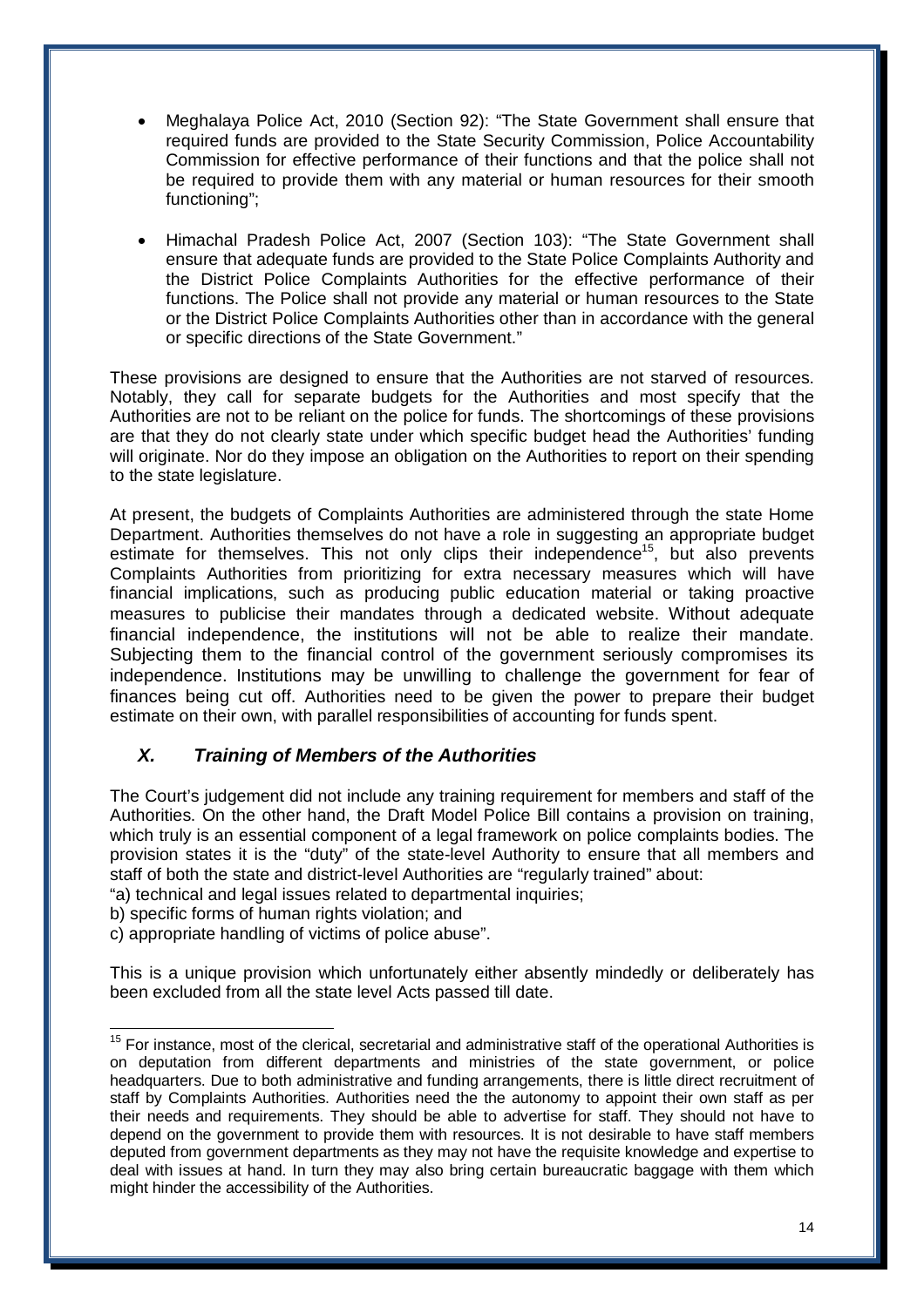- Meghalaya Police Act, 2010 (Section 92): "The State Government shall ensure that required funds are provided to the State Security Commission, Police Accountability Commission for effective performance of their functions and that the police shall not be required to provide them with any material or human resources for their smooth functioning";

- Himachal Pradesh Police Act, 2007 (Section 103): "The State Government shall ensure that adequate funds are provided to the State Police Complaints Authority and the District Police Complaints Authorities for the effective performance of their functions. The Police shall not provide any material or human resources to the State or the District Police Complaints Authorities other than in accordance with the general or specific directions of the State Government."

These provisions are designed to ensure that the Authorities are not starved of resources. Notably, they call for separate budgets for the Authorities and most specify that the Authorities are not to be reliant on the police for funds. The shortcomings of these provisions are that they do not clearly state under which specific budget head the Authorities' funding will originate. Nor do they impose an obligation on the Authorities to report on their spending to the state legislature.

At present, the budgets of Complaints Authorities are administered through the state Home Department. Authorities themselves do not have a role in suggesting an appropriate budget estimate for themselves. This not only clips their independence[15], but also prevents Complaints Authorities from prioritizing for extra necessary measures which will have financial implications, such as producing public education material or taking proactive measures to publicise their mandates through a dedicated website. Without adequate financial independence, the institutions will not be able to realize their mandate. Subjecting them to the financial control of the government seriously compromises its independence. Institutions may be unwilling to challenge the government for fear of finances being cut off. Authorities need to be given the power to prepare their budget estimate on their own, with parallel responsibilities of accounting for funds spent.

### *X. Training of Members of the Authorities*

The Court's judgement did not include any training requirement for members and staff of the Authorities. On the other hand, the Draft Model Police Bill contains a provision on training, which truly is an essential component of a legal framework on police complaints bodies. The provision states it is the "duty" of the state-level Authority to ensure that all members and staff of both the state and district-level Authorities are "regularly trained" about:

"a) technical and legal issues related to departmental inquiries;
b) specific forms of human rights violation; and
c) appropriate handling of victims of police abuse".

This is a unique provision which unfortunately either absently mindedly or deliberately has been excluded from all the state level Acts passed till date.

---

[15] For instance, most of the clerical, secretarial and administrative staff of the operational Authorities is on deputation from different departments and ministries of the state government, or police headquarters. Due to both administrative and funding arrangements, there is little direct recruitment of staff by Complaints Authorities. Authorities need the the autonomy to appoint their own staff as per their needs and requirements. They should be able to advertise for staff. They should not have to depend on the government to provide them with resources. It is not desirable to have staff members deputed from government departments as they may not have the requisite knowledge and expertise to deal with issues at hand. In turn they may also bring certain bureaucratic baggage with them which might hinder the accessibility of the Authorities.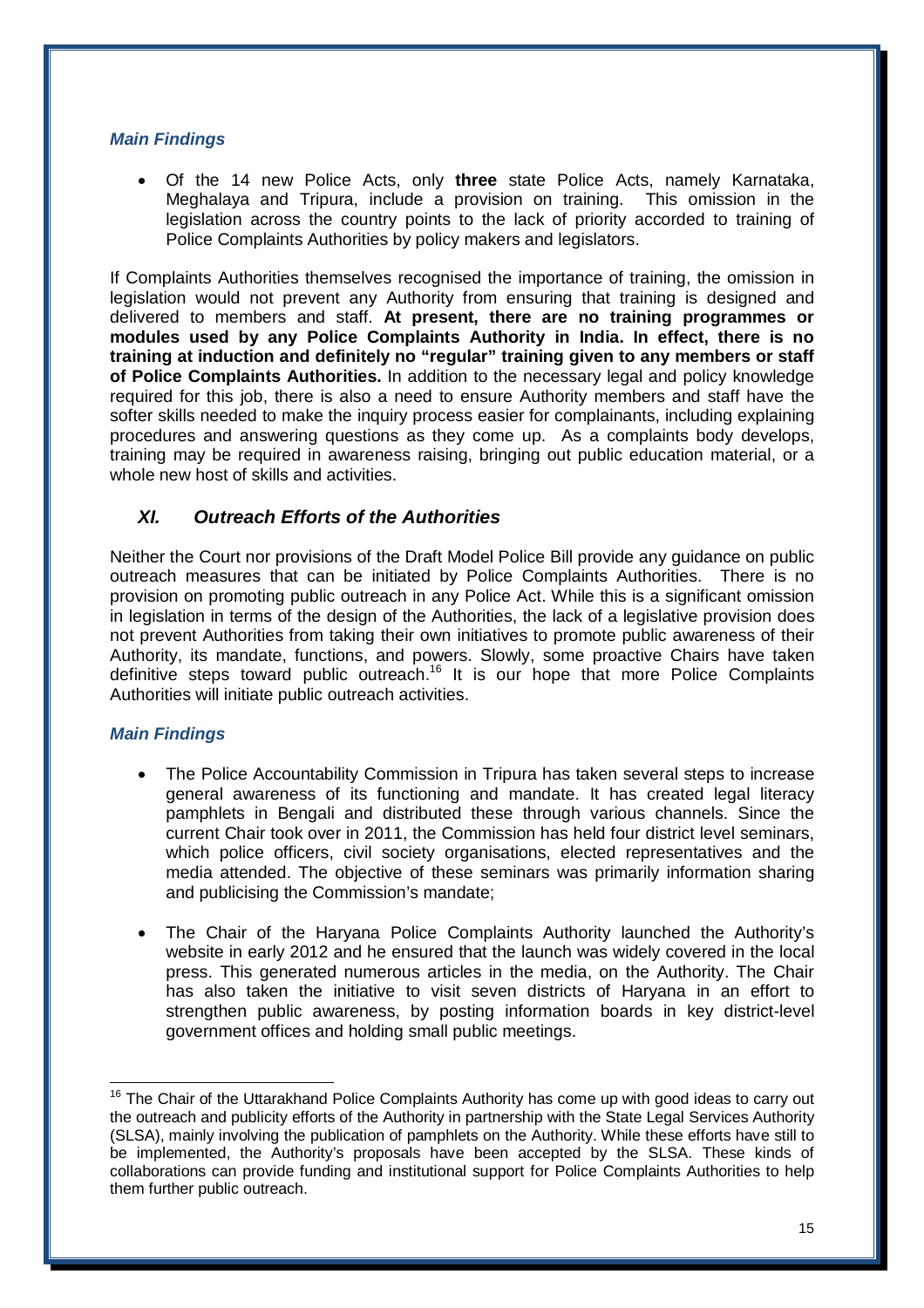### *Main Findings*

- Of the 14 new Police Acts, only **three** state Police Acts, namely Karnataka, Meghalaya and Tripura, include a provision on training. This omission in the legislation across the country points to the lack of priority accorded to training of Police Complaints Authorities by policy makers and legislators.

If Complaints Authorities themselves recognised the importance of training, the omission in legislation would not prevent any Authority from ensuring that training is designed and delivered to members and staff. **At present, there are no training programmes or modules used by any Police Complaints Authority in India. In effect, there is no training at induction and definitely no "regular" training given to any members or staff of Police Complaints Authorities.** In addition to the necessary legal and policy knowledge required for this job, there is also a need to ensure Authority members and staff have the softer skills needed to make the inquiry process easier for complainants, including explaining procedures and answering questions as they come up. As a complaints body develops, training may be required in awareness raising, bringing out public education material, or a whole new host of skills and activities.

## *XI. Outreach Efforts of the Authorities*

Neither the Court nor provisions of the Draft Model Police Bill provide any guidance on public outreach measures that can be initiated by Police Complaints Authorities. There is no provision on promoting public outreach in any Police Act. While this is a significant omission in legislation in terms of the design of the Authorities, the lack of a legislative provision does not prevent Authorities from taking their own initiatives to promote public awareness of their Authority, its mandate, functions, and powers. Slowly, some proactive Chairs have taken definitive steps toward public outreach.[16] It is our hope that more Police Complaints Authorities will initiate public outreach activities.

### *Main Findings*

- The Police Accountability Commission in Tripura has taken several steps to increase general awareness of its functioning and mandate. It has created legal literacy pamphlets in Bengali and distributed these through various channels. Since the current Chair took over in 2011, the Commission has held four district level seminars, which police officers, civil society organisations, elected representatives and the media attended. The objective of these seminars was primarily information sharing and publicising the Commission's mandate;

- The Chair of the Haryana Police Complaints Authority launched the Authority's website in early 2012 and he ensured that the launch was widely covered in the local press. This generated numerous articles in the media, on the Authority. The Chair has also taken the initiative to visit seven districts of Haryana in an effort to strengthen public awareness, by posting information boards in key district-level government offices and holding small public meetings.

[16] The Chair of the Uttarakhand Police Complaints Authority has come up with good ideas to carry out the outreach and publicity efforts of the Authority in partnership with the State Legal Services Authority (SLSA), mainly involving the publication of pamphlets on the Authority. While these efforts have still to be implemented, the Authority's proposals have been accepted by the SLSA. These kinds of collaborations can provide funding and institutional support for Police Complaints Authorities to help them further public outreach.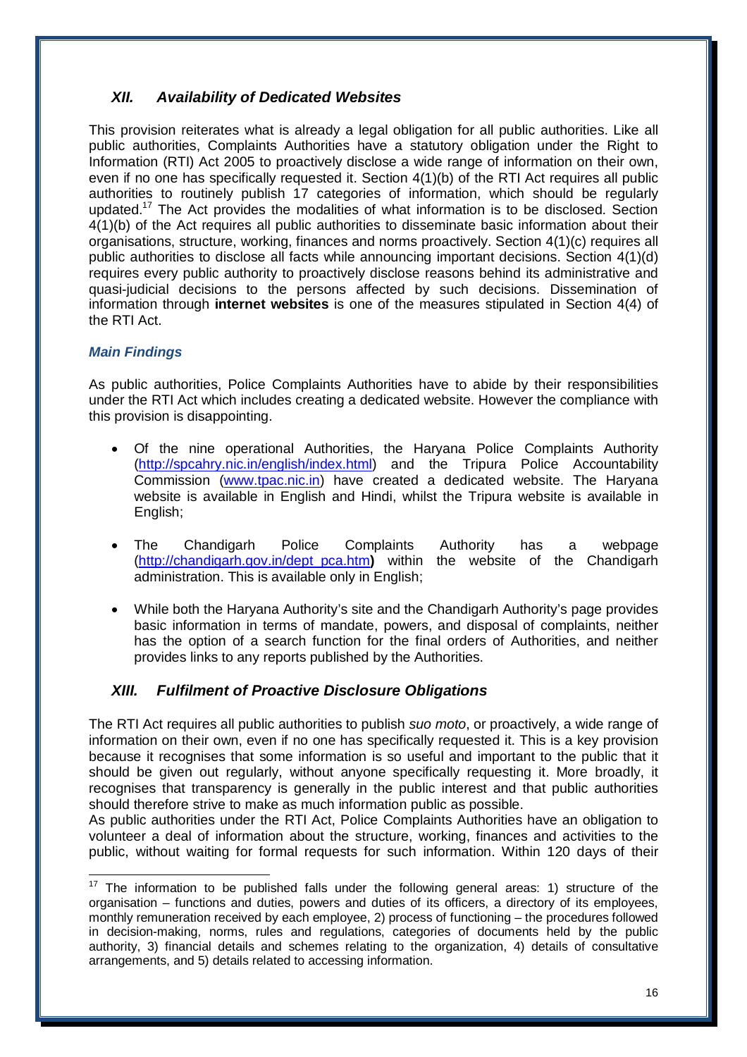### *XII. Availability of Dedicated Websites*

This provision reiterates what is already a legal obligation for all public authorities. Like all public authorities, Complaints Authorities have a statutory obligation under the Right to Information (RTI) Act 2005 to proactively disclose a wide range of information on their own, even if no one has specifically requested it. Section 4(1)(b) of the RTI Act requires all public authorities to routinely publish 17 categories of information, which should be regularly updated.[17] The Act provides the modalities of what information is to be disclosed. Section 4(1)(b) of the Act requires all public authorities to disseminate basic information about their organisations, structure, working, finances and norms proactively. Section 4(1)(c) requires all public authorities to disclose all facts while announcing important decisions. Section 4(1)(d) requires every public authority to proactively disclose reasons behind its administrative and quasi-judicial decisions to the persons affected by such decisions. Dissemination of information through **internet websites** is one of the measures stipulated in Section 4(4) of the RTI Act.

#### *Main Findings*

As public authorities, Police Complaints Authorities have to abide by their responsibilities under the RTI Act which includes creating a dedicated website. However the compliance with this provision is disappointing.

- Of the nine operational Authorities, the Haryana Police Complaints Authority (http://spcahry.nic.in/english/index.html) and the Tripura Police Accountability Commission (www.tpac.nic.in) have created a dedicated website. The Haryana website is available in English and Hindi, whilst the Tripura website is available in English;
- The Chandigarh Police Complaints Authority has a webpage (http://chandigarh.gov.in/dept_pca.htm**)** within the website of the Chandigarh administration. This is available only in English;
- While both the Haryana Authority's site and the Chandigarh Authority's page provides basic information in terms of mandate, powers, and disposal of complaints, neither has the option of a search function for the final orders of Authorities, and neither provides links to any reports published by the Authorities.

### *XIII. Fulfilment of Proactive Disclosure Obligations*

The RTI Act requires all public authorities to publish *suo moto*, or proactively, a wide range of information on their own, even if no one has specifically requested it. This is a key provision because it recognises that some information is so useful and important to the public that it should be given out regularly, without anyone specifically requesting it. More broadly, it recognises that transparency is generally in the public interest and that public authorities should therefore strive to make as much information public as possible.
As public authorities under the RTI Act, Police Complaints Authorities have an obligation to volunteer a deal of information about the structure, working, finances and activities to the public, without waiting for formal requests for such information. Within 120 days of their

---

[17] The information to be published falls under the following general areas: 1) structure of the organisation – functions and duties, powers and duties of its officers, a directory of its employees, monthly remuneration received by each employee, 2) process of functioning – the procedures followed in decision-making, norms, rules and regulations, categories of documents held by the public authority, 3) financial details and schemes relating to the organization, 4) details of consultative arrangements, and 5) details related to accessing information.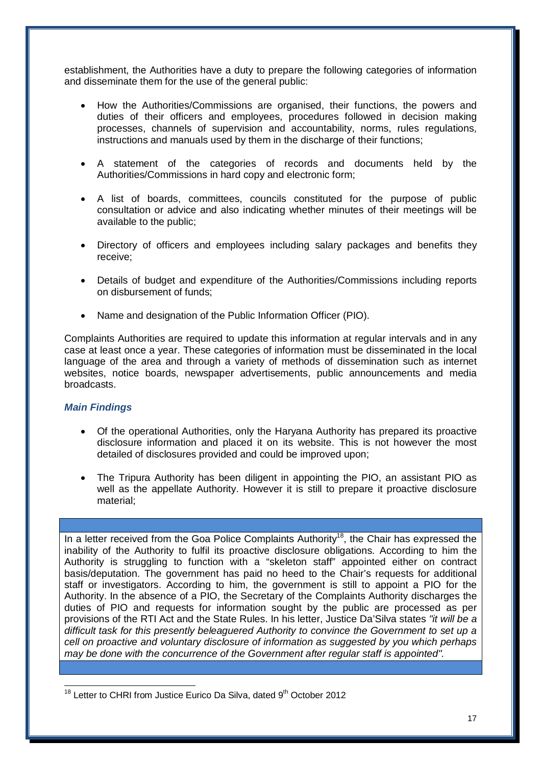establishment, the Authorities have a duty to prepare the following categories of information and disseminate them for the use of the general public:

- How the Authorities/Commissions are organised, their functions, the powers and duties of their officers and employees, procedures followed in decision making processes, channels of supervision and accountability, norms, rules regulations, instructions and manuals used by them in the discharge of their functions;

- A statement of the categories of records and documents held by the Authorities/Commissions in hard copy and electronic form;

- A list of boards, committees, councils constituted for the purpose of public consultation or advice and also indicating whether minutes of their meetings will be available to the public;

- Directory of officers and employees including salary packages and benefits they receive;

- Details of budget and expenditure of the Authorities/Commissions including reports on disbursement of funds;

- Name and designation of the Public Information Officer (PIO).

Complaints Authorities are required to update this information at regular intervals and in any case at least once a year. These categories of information must be disseminated in the local language of the area and through a variety of methods of dissemination such as internet websites, notice boards, newspaper advertisements, public announcements and media broadcasts.

### *Main Findings*

- Of the operational Authorities, only the Haryana Authority has prepared its proactive disclosure information and placed it on its website. This is not however the most detailed of disclosures provided and could be improved upon;

- The Tripura Authority has been diligent in appointing the PIO, an assistant PIO as well as the appellate Authority. However it is still to prepare it proactive disclosure material;

In a letter received from the Goa Police Complaints Authority[18], the Chair has expressed the inability of the Authority to fulfil its proactive disclosure obligations. According to him the Authority is struggling to function with a "skeleton staff" appointed either on contract basis/deputation. The government has paid no heed to the Chair's requests for additional staff or investigators. According to him, the government is still to appoint a PIO for the Authority. In the absence of a PIO, the Secretary of the Complaints Authority discharges the duties of PIO and requests for information sought by the public are processed as per provisions of the RTI Act and the State Rules. In his letter, Justice Da'Silva states *"it will be a difficult task for this presently beleaguered Authority to convince the Government to set up a cell on proactive and voluntary disclosure of information as suggested by you which perhaps may be done with the concurrence of the Government after regular staff is appointed".*

[18] Letter to CHRI from Justice Eurico Da Silva, dated 9th October 2012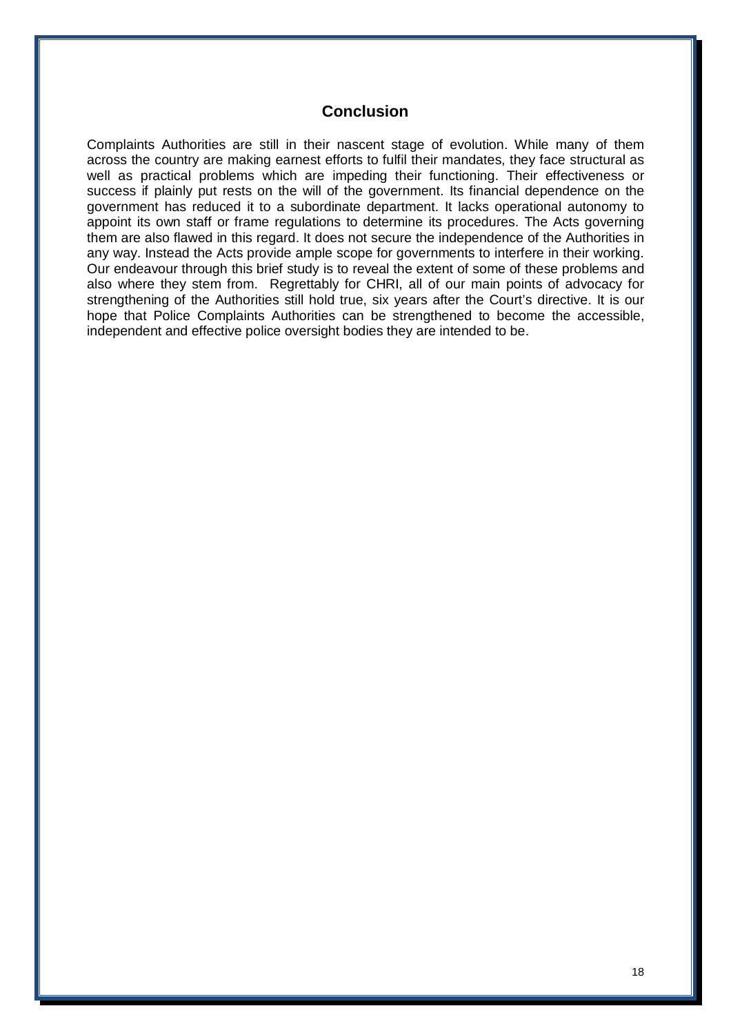## Conclusion

Complaints Authorities are still in their nascent stage of evolution. While many of them across the country are making earnest efforts to fulfil their mandates, they face structural as well as practical problems which are impeding their functioning. Their effectiveness or success if plainly put rests on the will of the government. Its financial dependence on the government has reduced it to a subordinate department. It lacks operational autonomy to appoint its own staff or frame regulations to determine its procedures. The Acts governing them are also flawed in this regard. It does not secure the independence of the Authorities in any way. Instead the Acts provide ample scope for governments to interfere in their working. Our endeavour through this brief study is to reveal the extent of some of these problems and also where they stem from. Regrettably for CHRI, all of our main points of advocacy for strengthening of the Authorities still hold true, six years after the Court's directive. It is our hope that Police Complaints Authorities can be strengthened to become the accessible, independent and effective police oversight bodies they are intended to be.